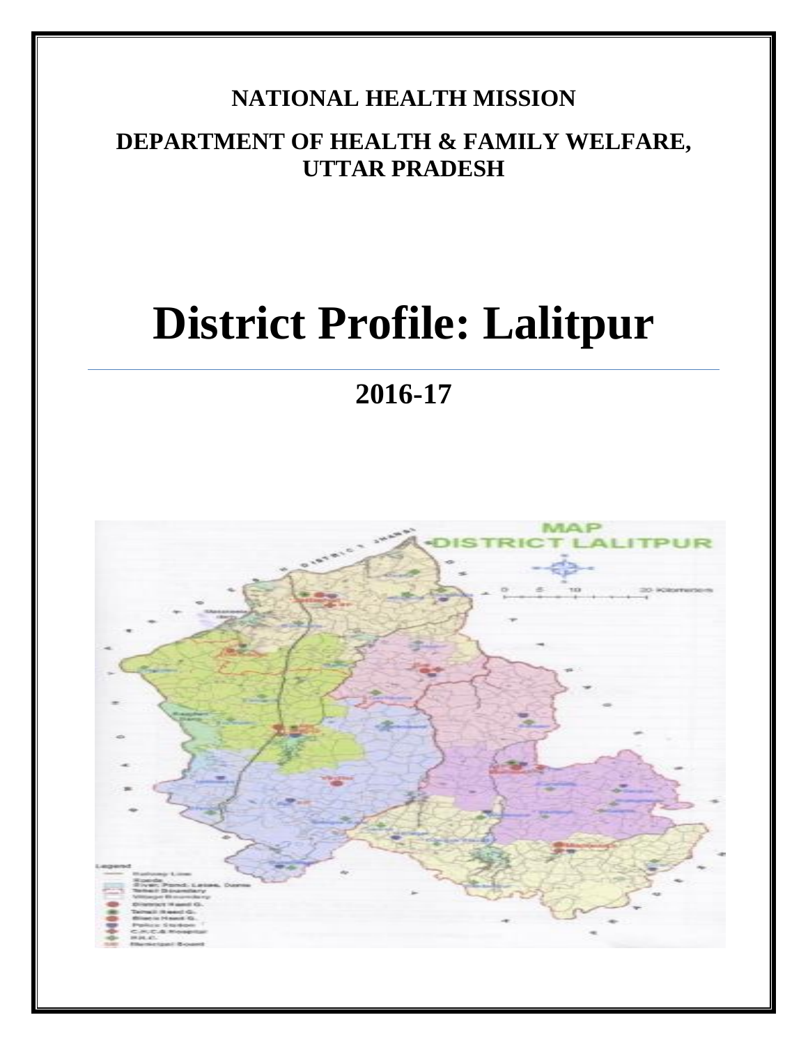**NATIONAL HEALTH MISSION**

**DEPARTMENT OF HEALTH & FAMILY WELFARE, UTTAR PRADESH**

# District Profile: Lalitpur

## 2016-17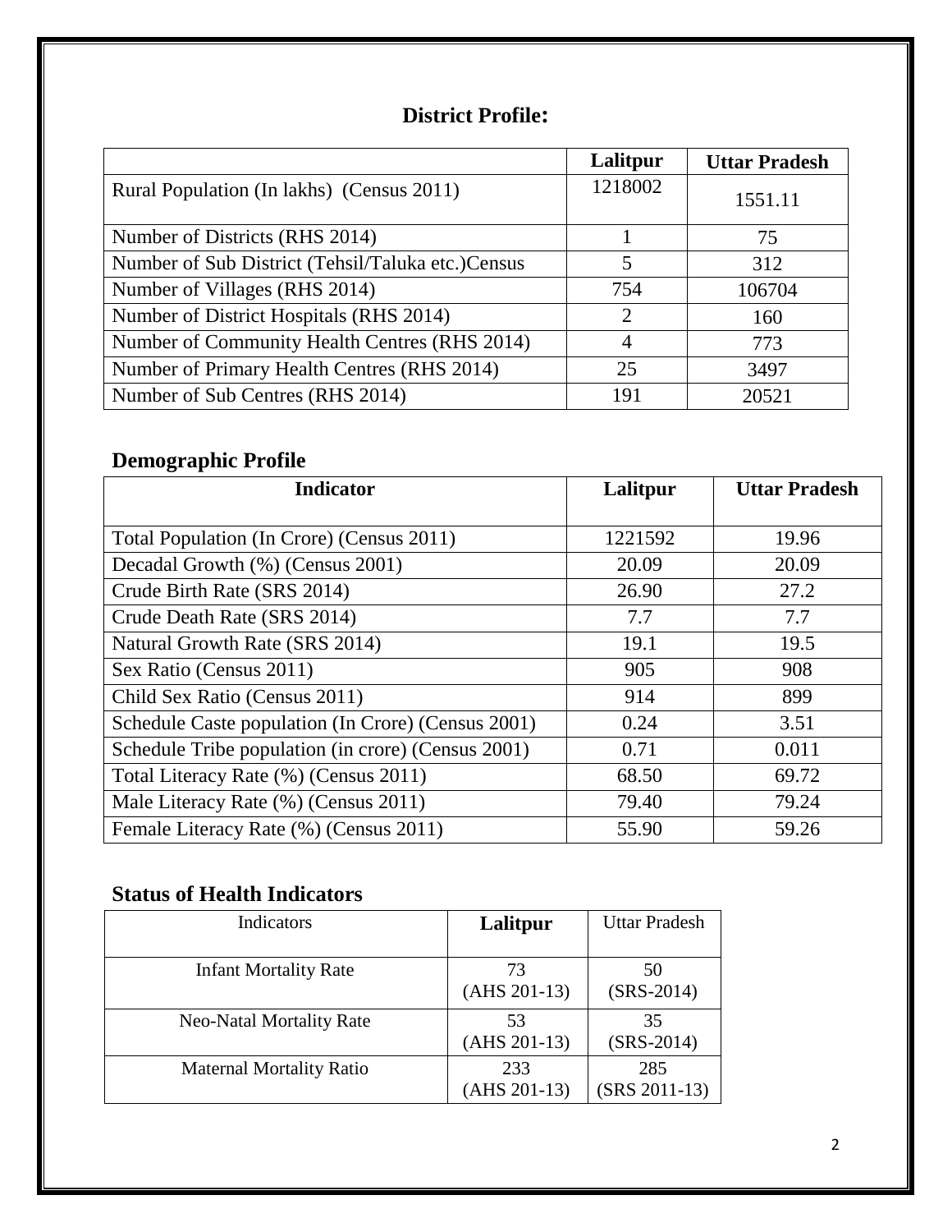## District Profile:

| | Lalitpur | Uttar Pradesh |
|---|---|---|
| Rural Population (In lakhs) (Census 2011) | 1218002 | 1551.11 |
| Number of Districts (RHS 2014) | 1 | 75 |
| Number of Sub District (Tehsil/Taluka etc.)Census | 5 | 312 |
| Number of Villages (RHS 2014) | 754 | 106704 |
| Number of District Hospitals (RHS 2014) | 2 | 160 |
| Number of Community Health Centres (RHS 2014) | 4 | 773 |
| Number of Primary Health Centres (RHS 2014) | 25 | 3497 |
| Number of Sub Centres (RHS 2014) | 191 | 20521 |

## Demographic Profile

| Indicator | Lalitpur | Uttar Pradesh |
|---|---|---|
| Total Population (In Crore) (Census 2011) | 1221592 | 19.96 |
| Decadal Growth (%) (Census 2001) | 20.09 | 20.09 |
| Crude Birth Rate (SRS 2014) | 26.90 | 27.2 |
| Crude Death Rate (SRS 2014) | 7.7 | 7.7 |
| Natural Growth Rate (SRS 2014) | 19.1 | 19.5 |
| Sex Ratio (Census 2011) | 905 | 908 |
| Child Sex Ratio (Census 2011) | 914 | 899 |
| Schedule Caste population (In Crore) (Census 2001) | 0.24 | 3.51 |
| Schedule Tribe population (in crore) (Census 2001) | 0.71 | 0.011 |
| Total Literacy Rate (%) (Census 2011) | 68.50 | 69.72 |
| Male Literacy Rate (%) (Census 2011) | 79.40 | 79.24 |
| Female Literacy Rate (%) (Census 2011) | 55.90 | 59.26 |

## Status of Health Indicators

| Indicators | Lalitpur | Uttar Pradesh |
|---|---|---|
| Infant Mortality Rate | 73 (AHS 201-13) | 50 (SRS-2014) |
| Neo-Natal Mortality Rate | 53 (AHS 201-13) | 35 (SRS-2014) |
| Maternal Mortality Ratio | 233 (AHS 201-13) | 285 (SRS 2011-13) |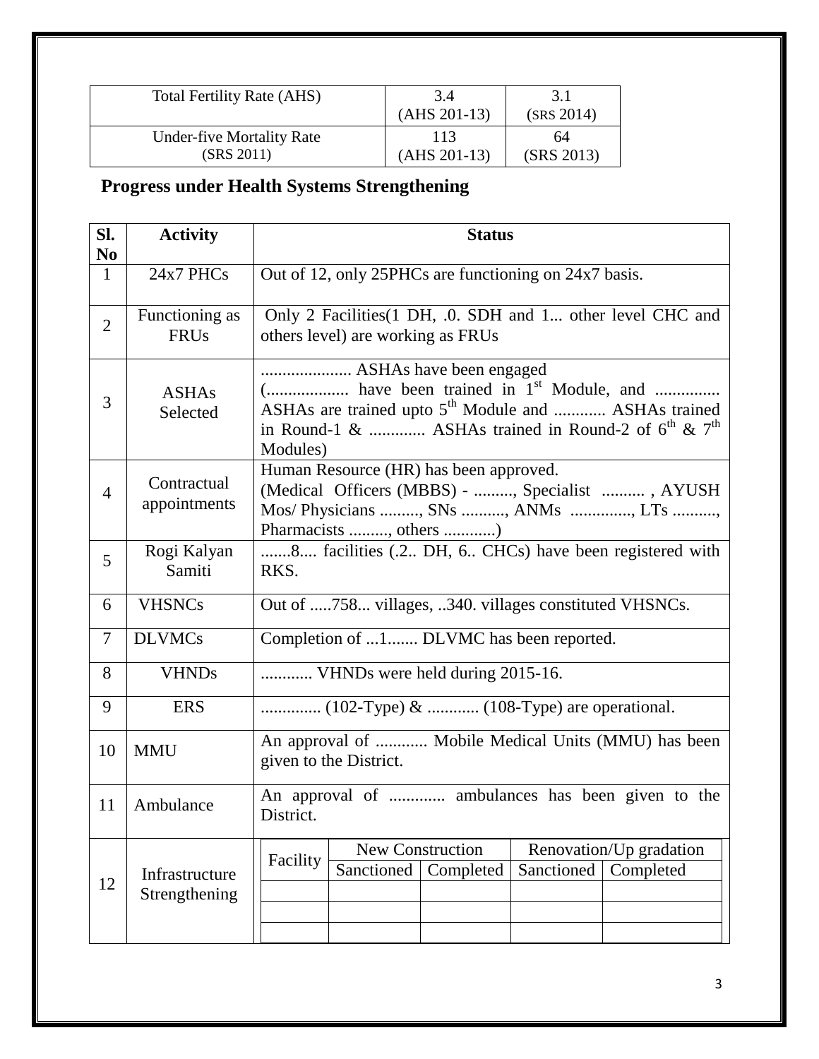| Total Fertility Rate (AHS) | 3.4<br>(AHS 201-13) | 3.1<br>(SRS 2014) |
|---|---|---|
| Under-five Mortality Rate<br>(SRS 2011) | 113<br>(AHS 201-13) | 64<br>(SRS 2013) |

## Progress under Health Systems Strengthening

| Sl. No | Activity | Status |
|---|---|---|
| 1 | 24x7 PHCs | Out of 12, only 25PHCs are functioning on 24x7 basis. |
| 2 | Functioning as FRUs | Only 2 Facilities(1 DH, .0. SDH and 1... other level CHC and others level) are working as FRUs |
| 3 | ASHAs Selected | ..................... ASHAs have been engaged (................... have been trained in 1st Module, and ............... ASHAs are trained upto 5th Module and ............ ASHAs trained in Round-1 & ............. ASHAs trained in Round-2 of 6th & 7th Modules) |
| 4 | Contractual appointments | Human Resource (HR) has been approved. (Medical Officers (MBBS) - ........., Specialist .......... , AYUSH Mos/ Physicians ........., SNs .........., ANMs .............., LTs .........., Pharmacists ........., others ............) |
| 5 | Rogi Kalyan Samiti | .......8.... facilities (.2.. DH, 6.. CHCs) have been registered with RKS. |
| 6 | VHSNCs | Out of .....758... villages, ..340. villages constituted VHSNCs. |
| 7 | DLVMCs | Completion of ...1....... DLVMC has been reported. |
| 8 | VHNDs | ............ VHNDs were held during 2015-16. |
| 9 | ERS | .............. (102-Type) & ............ (108-Type) are operational. |
| 10 | MMU | An approval of ............ Mobile Medical Units (MMU) has been given to the District. |
| 11 | Ambulance | An approval of ............. ambulances has been given to the District. |
| 12 | Infrastructure Strengthening | (see table below) |

| Facility | New Construction | | Renovation/Up gradation | |
|---|---|---|---|---|
| | Sanctioned | Completed | Sanctioned | Completed |
| | | | | |
| | | | | |
| | | | | |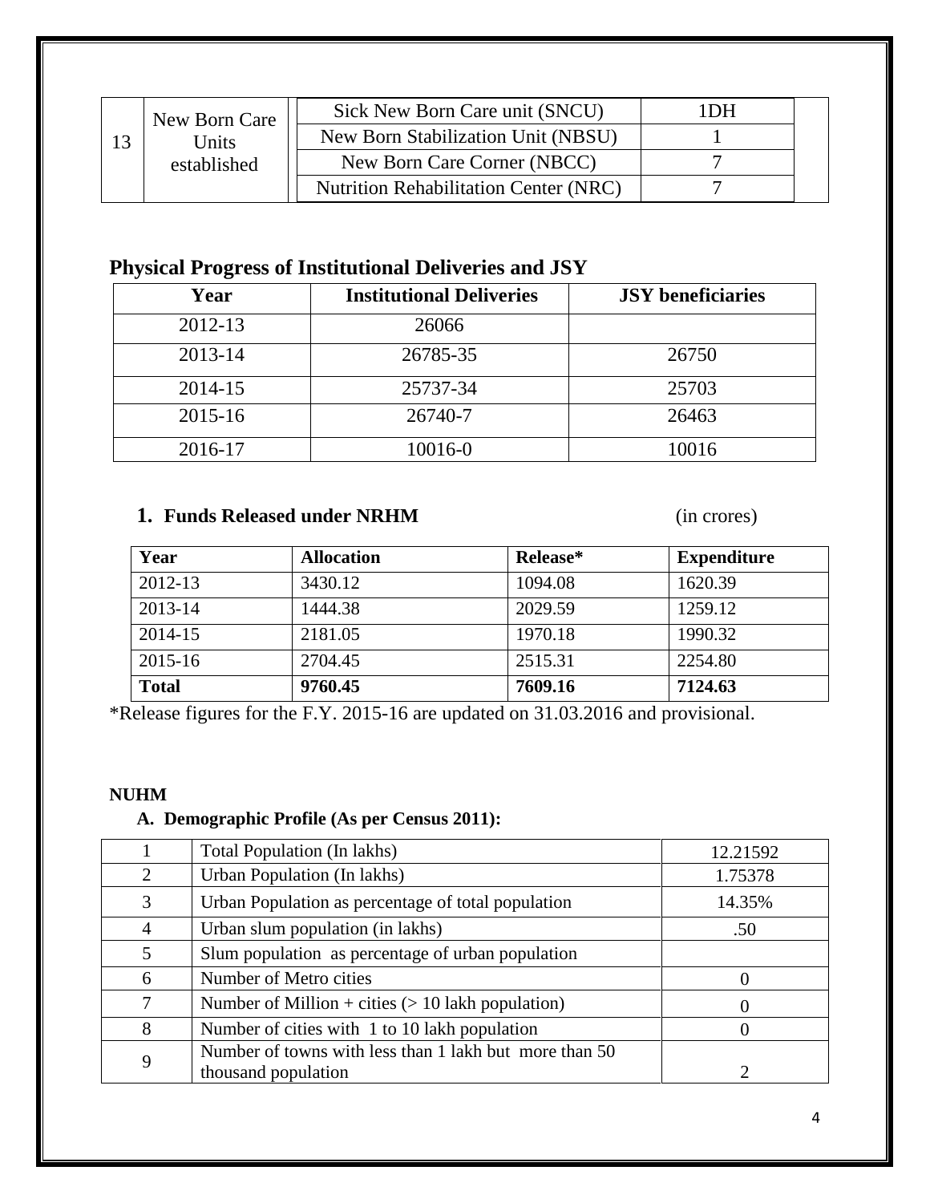| 13 | New Born Care Units established | Sick New Born Care unit (SNCU) | 1DH | |
|---|---|---|---|---|
| | | New Born Stabilization Unit (NBSU) | 1 | |
| | | New Born Care Corner (NBCC) | 7 | |
| | | Nutrition Rehabilitation Center (NRC) | 7 | |

## Physical Progress of Institutional Deliveries and JSY

| Year | Institutional Deliveries | JSY beneficiaries |
|---|---|---|
| 2012-13 | 26066 | |
| 2013-14 | 26785-35 | 26750 |
| 2014-15 | 25737-34 | 25703 |
| 2015-16 | 26740-7 | 26463 |
| 2016-17 | 10016-0 | 10016 |

### 1. Funds Released under NRHM (in crores)

| Year | Allocation | Release* | Expenditure |
|---|---|---|---|
| 2012-13 | 3430.12 | 1094.08 | 1620.39 |
| 2013-14 | 1444.38 | 2029.59 | 1259.12 |
| 2014-15 | 2181.05 | 1970.18 | 1990.32 |
| 2015-16 | 2704.45 | 2515.31 | 2254.80 |
| **Total** | **9760.45** | **7609.16** | **7124.63** |

*Release figures for the F.Y. 2015-16 are updated on 31.03.2016 and provisional.

**NUHM**

### A. Demographic Profile (As per Census 2011):

| | | |
|---|---|---|
| 1 | Total Population (In lakhs) | 12.21592 |
| 2 | Urban Population (In lakhs) | 1.75378 |
| 3 | Urban Population as percentage of total population | 14.35% |
| 4 | Urban slum population (in lakhs) | .50 |
| 5 | Slum population as percentage of urban population | |
| 6 | Number of Metro cities | 0 |
| 7 | Number of Million + cities (> 10 lakh population) | 0 |
| 8 | Number of cities with 1 to 10 lakh population | 0 |
| 9 | Number of towns with less than 1 lakh but more than 50 thousand population | 2 |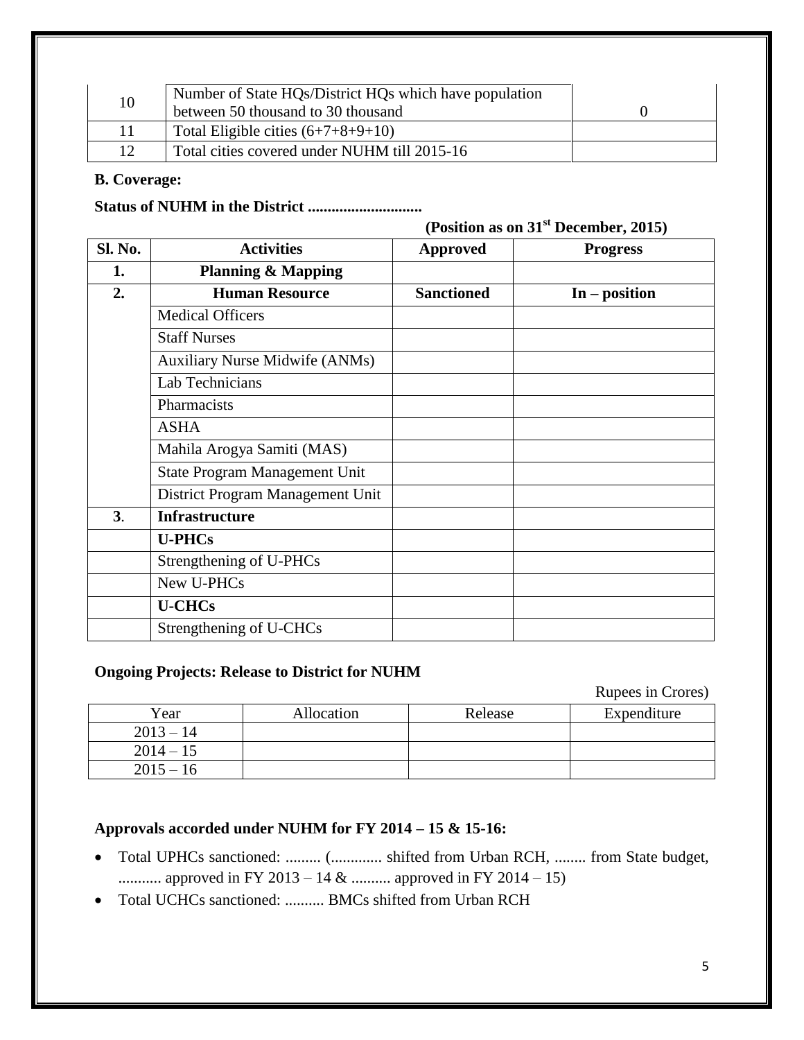| | | |
|---|---|---|
| 10 | Number of State HQs/District HQs which have population between 50 thousand to 30 thousand | 0 |
| 11 | Total Eligible cities (6+7+8+9+10) | |
| 12 | Total cities covered under NUHM till 2015-16 | |

**B. Coverage:**

**Status of NUHM in the District ............................**

**(Position as on 31st December, 2015)**

| Sl. No. | Activities | Approved | Progress |
|---|---|---|---|
| **1.** | **Planning & Mapping** | | |
| **2.** | **Human Resource** | **Sanctioned** | **In – position** |
| | Medical Officers | | |
| | Staff Nurses | | |
| | Auxiliary Nurse Midwife (ANMs) | | |
| | Lab Technicians | | |
| | Pharmacists | | |
| | ASHA | | |
| | Mahila Arogya Samiti (MAS) | | |
| | State Program Management Unit | | |
| | District Program Management Unit | | |
| **3**. | **Infrastructure** | | |
| | **U-PHCs** | | |
| | Strengthening of U-PHCs | | |
| | New U-PHCs | | |
| | **U-CHCs** | | |
| | Strengthening of U-CHCs | | |

**Ongoing Projects: Release to District for NUHM**

Rupees in Crores)

| Year | Allocation | Release | Expenditure |
|---|---|---|---|
| 2013 – 14 | | | |
| 2014 – 15 | | | |
| 2015 – 16 | | | |

**Approvals accorded under NUHM for FY 2014 – 15 & 15-16:**

- Total UPHCs sanctioned: ......... (............. shifted from Urban RCH, ........ from State budget, ........... approved in FY 2013 – 14 & .......... approved in FY 2014 – 15)
- Total UCHCs sanctioned: .......... BMCs shifted from Urban RCH